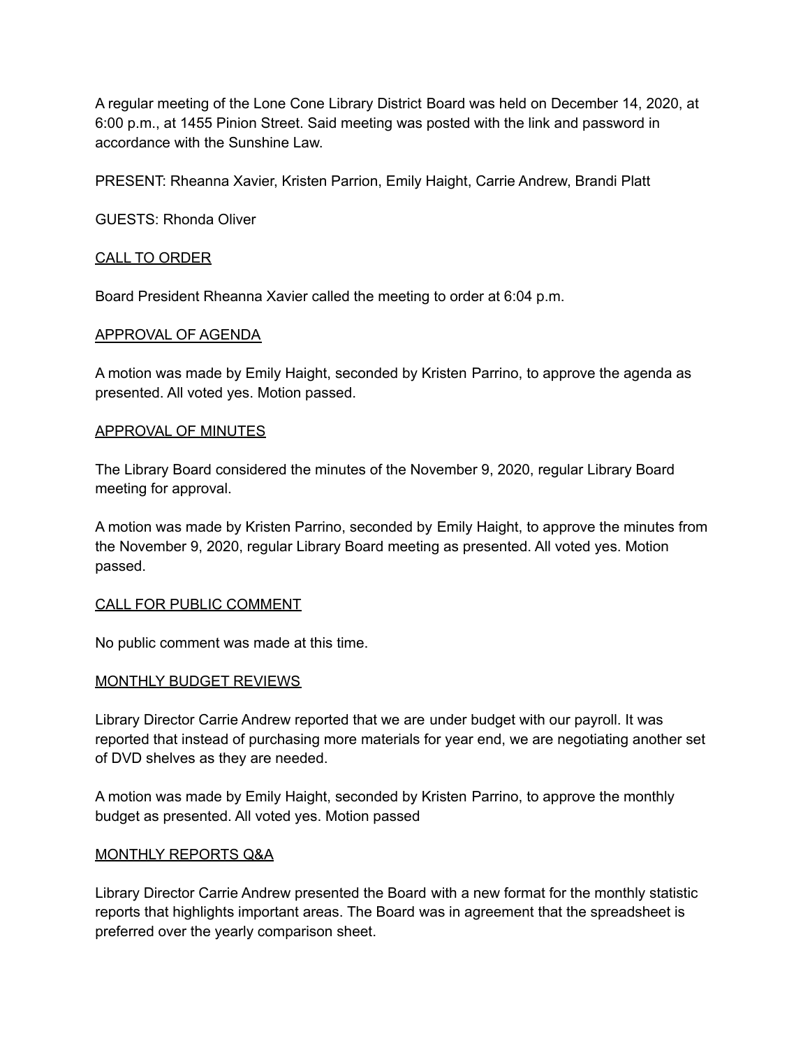A regular meeting of the Lone Cone Library District Board was held on December 14, 2020, at 6:00 p.m., at 1455 Pinion Street. Said meeting was posted with the link and password in accordance with the Sunshine Law.

PRESENT: Rheanna Xavier, Kristen Parrion, Emily Haight, Carrie Andrew, Brandi Platt

GUESTS: Rhonda Oliver

<u>CALL TO ORDER</u>

Board President Rheanna Xavier called the meeting to order at 6:04 p.m.

<u>APPROVAL OF AGENDA</u>

A motion was made by Emily Haight, seconded by Kristen Parrino, to approve the agenda as presented. All voted yes. Motion passed.

<u>APPROVAL OF MINUTES</u>

The Library Board considered the minutes of the November 9, 2020, regular Library Board meeting for approval.

A motion was made by Kristen Parrino, seconded by Emily Haight, to approve the minutes from the November 9, 2020, regular Library Board meeting as presented. All voted yes. Motion passed.

<u>CALL FOR PUBLIC COMMENT</u>

No public comment was made at this time.

<u>MONTHLY BUDGET REVIEWS</u>

Library Director Carrie Andrew reported that we are under budget with our payroll. It was reported that instead of purchasing more materials for year end, we are negotiating another set of DVD shelves as they are needed.

A motion was made by Emily Haight, seconded by Kristen Parrino, to approve the monthly budget as presented. All voted yes. Motion passed

<u>MONTHLY REPORTS Q&A</u>

Library Director Carrie Andrew presented the Board with a new format for the monthly statistic reports that highlights important areas. The Board was in agreement that the spreadsheet is preferred over the yearly comparison sheet.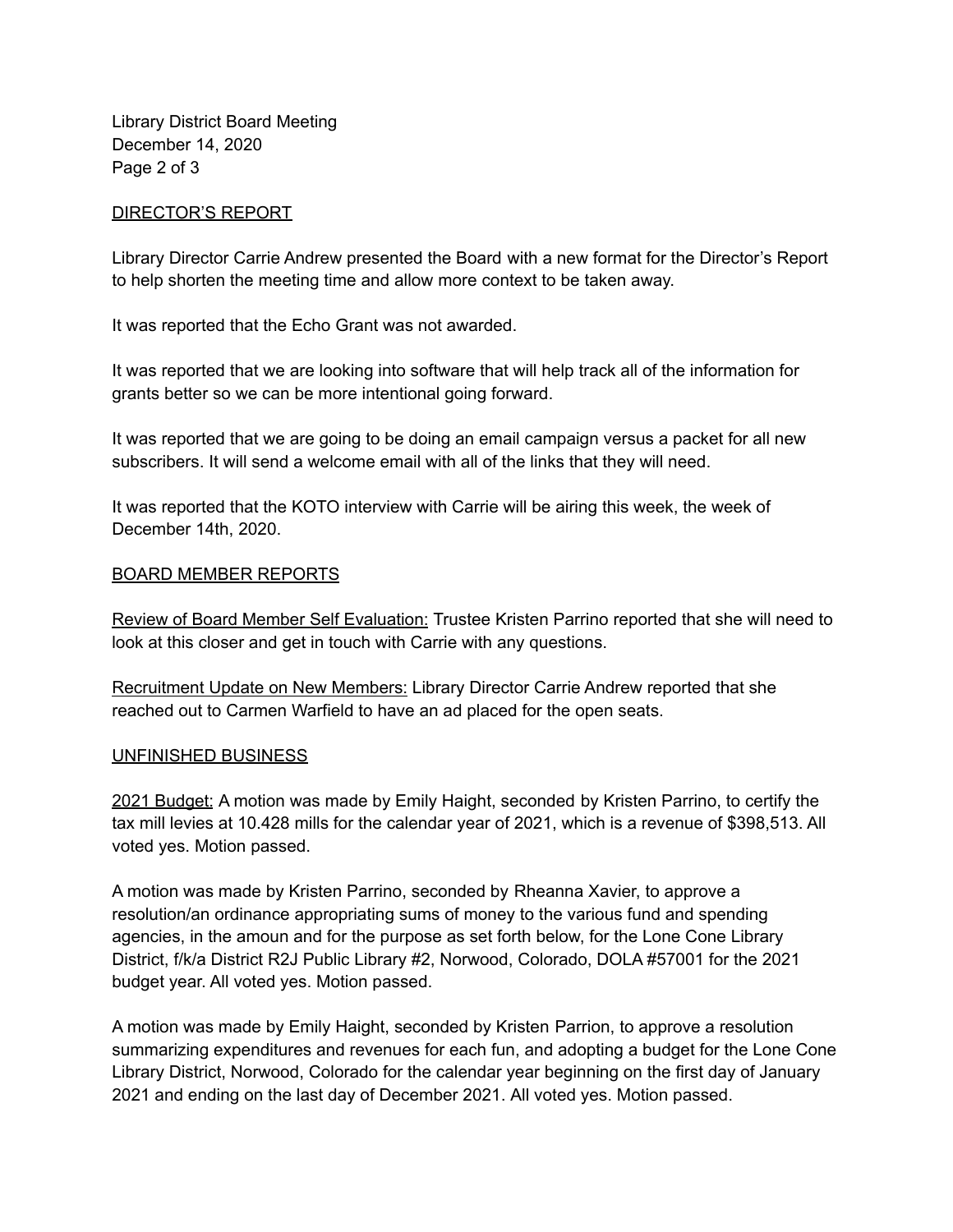## DIRECTOR'S REPORT

Library Director Carrie Andrew presented the Board with a new format for the Director's Report to help shorten the meeting time and allow more context to be taken away.

It was reported that the Echo Grant was not awarded.

It was reported that we are looking into software that will help track all of the information for grants better so we can be more intentional going forward.

It was reported that we are going to be doing an email campaign versus a packet for all new subscribers. It will send a welcome email with all of the links that they will need.

It was reported that the KOTO interview with Carrie will be airing this week, the week of December 14th, 2020.

## BOARD MEMBER REPORTS

Review of Board Member Self Evaluation: Trustee Kristen Parrino reported that she will need to look at this closer and get in touch with Carrie with any questions.

Recruitment Update on New Members: Library Director Carrie Andrew reported that she reached out to Carmen Warfield to have an ad placed for the open seats.

## UNFINISHED BUSINESS

2021 Budget: A motion was made by Emily Haight, seconded by Kristen Parrino, to certify the tax mill levies at 10.428 mills for the calendar year of 2021, which is a revenue of $398,513. All voted yes. Motion passed.

A motion was made by Kristen Parrino, seconded by Rheanna Xavier, to approve a resolution/an ordinance appropriating sums of money to the various fund and spending agencies, in the amoun and for the purpose as set forth below, for the Lone Cone Library District, f/k/a District R2J Public Library #2, Norwood, Colorado, DOLA #57001 for the 2021 budget year. All voted yes. Motion passed.

A motion was made by Emily Haight, seconded by Kristen Parrion, to approve a resolution summarizing expenditures and revenues for each fun, and adopting a budget for the Lone Cone Library District, Norwood, Colorado for the calendar year beginning on the first day of January 2021 and ending on the last day of December 2021. All voted yes. Motion passed.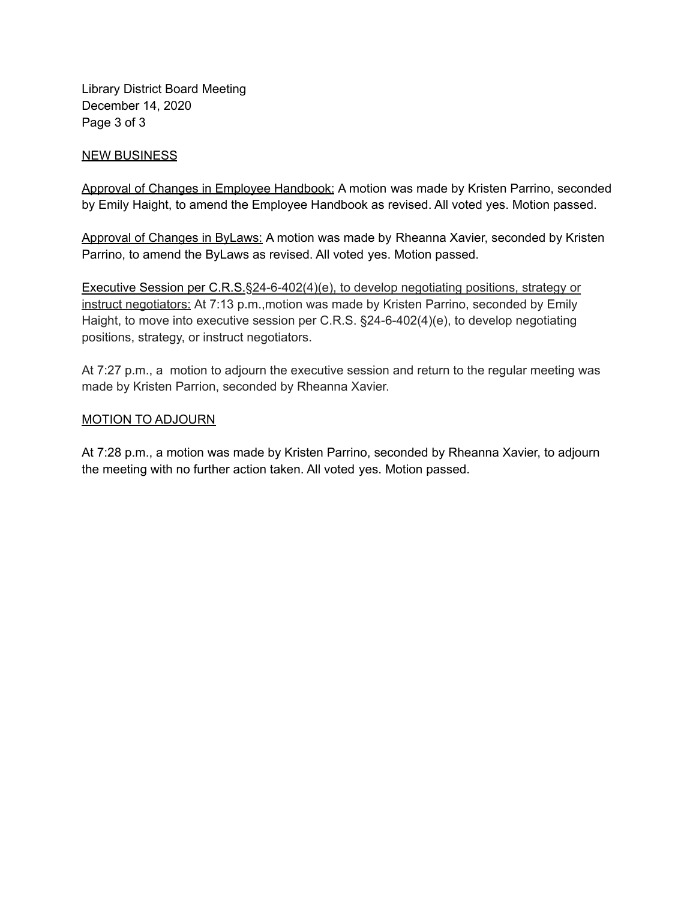## NEW BUSINESS

Approval of Changes in Employee Handbook: A motion was made by Kristen Parrino, seconded by Emily Haight, to amend the Employee Handbook as revised. All voted yes. Motion passed.

Approval of Changes in ByLaws: A motion was made by Rheanna Xavier, seconded by Kristen Parrino, to amend the ByLaws as revised. All voted yes. Motion passed.

Executive Session per C.R.S.§24-6-402(4)(e), to develop negotiating positions, strategy or instruct negotiators: At 7:13 p.m.,motion was made by Kristen Parrino, seconded by Emily Haight, to move into executive session per C.R.S. §24-6-402(4)(e), to develop negotiating positions, strategy, or instruct negotiators.

At 7:27 p.m., a motion to adjourn the executive session and return to the regular meeting was made by Kristen Parrion, seconded by Rheanna Xavier.

## MOTION TO ADJOURN

At 7:28 p.m., a motion was made by Kristen Parrino, seconded by Rheanna Xavier, to adjourn the meeting with no further action taken. All voted yes. Motion passed.